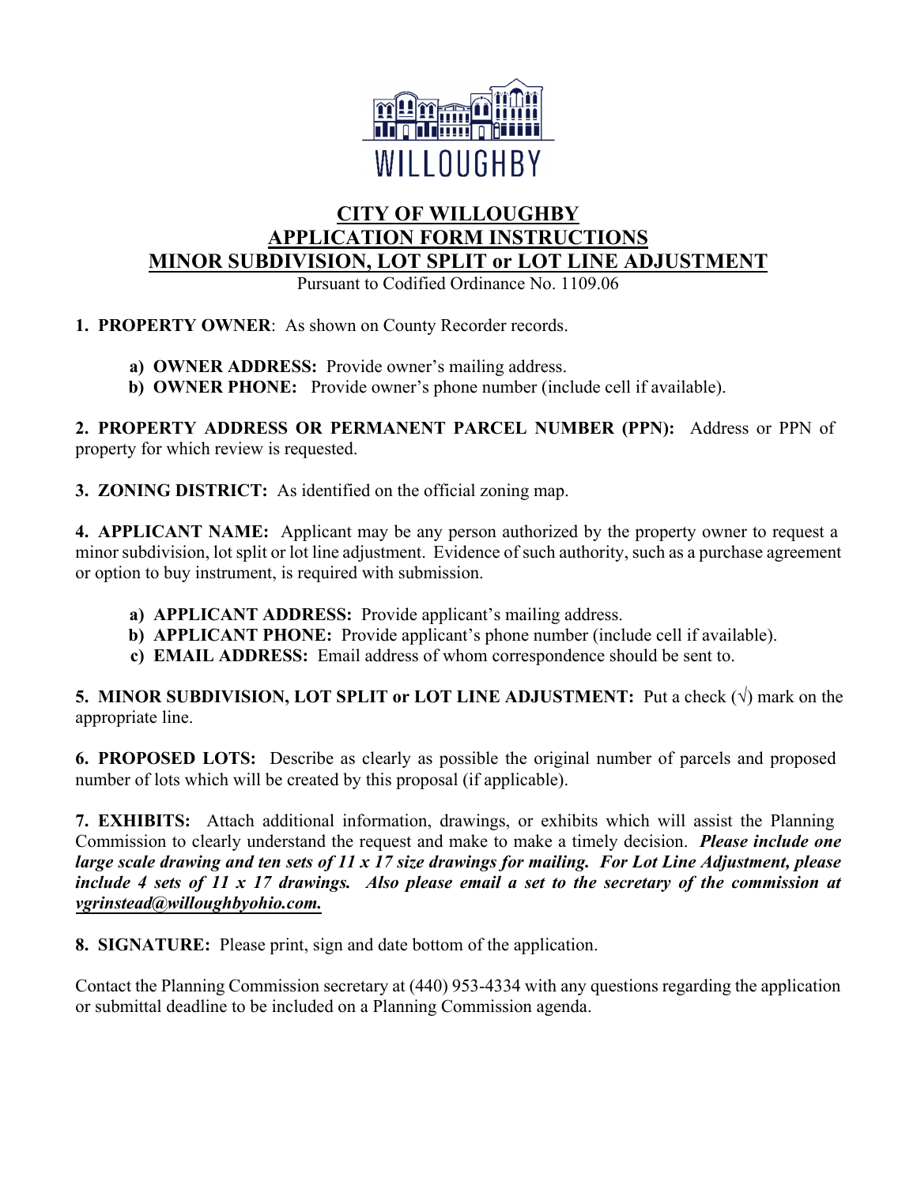WILLOUGHBY

# CITY OF WILLOUGHBY
# APPLICATION FORM INSTRUCTIONS
# MINOR SUBDIVISION, LOT SPLIT or LOT LINE ADJUSTMENT

Pursuant to Codified Ordinance No. 1109.06

1. **PROPERTY OWNER**: As shown on County Recorder records.
   a) **OWNER ADDRESS:** Provide owner's mailing address.
   b) **OWNER PHONE:** Provide owner's phone number (include cell if available).

2. **PROPERTY ADDRESS OR PERMANENT PARCEL NUMBER (PPN):** Address or PPN of property for which review is requested.

3. **ZONING DISTRICT:** As identified on the official zoning map.

4. **APPLICANT NAME:** Applicant may be any person authorized by the property owner to request a minor subdivision, lot split or lot line adjustment. Evidence of such authority, such as a purchase agreement or option to buy instrument, is required with submission.
   a) **APPLICANT ADDRESS:** Provide applicant's mailing address.
   b) **APPLICANT PHONE:** Provide applicant's phone number (include cell if available).
   c) **EMAIL ADDRESS:** Email address of whom correspondence should be sent to.

5. **MINOR SUBDIVISION, LOT SPLIT or LOT LINE ADJUSTMENT:** Put a check (√) mark on the appropriate line.

6. **PROPOSED LOTS:** Describe as clearly as possible the original number of parcels and proposed number of lots which will be created by this proposal (if applicable).

7. **EXHIBITS:** Attach additional information, drawings, or exhibits which will assist the Planning Commission to clearly understand the request and make to make a timely decision. ***Please include one large scale drawing and ten sets of 11 x 17 size drawings for mailing. For Lot Line Adjustment, please include 4 sets of 11 x 17 drawings. Also please email a set to the secretary of the commission at vgrinstead@willoughbyohio.com.***

8. **SIGNATURE:** Please print, sign and date bottom of the application.

Contact the Planning Commission secretary at (440) 953-4334 with any questions regarding the application or submittal deadline to be included on a Planning Commission agenda.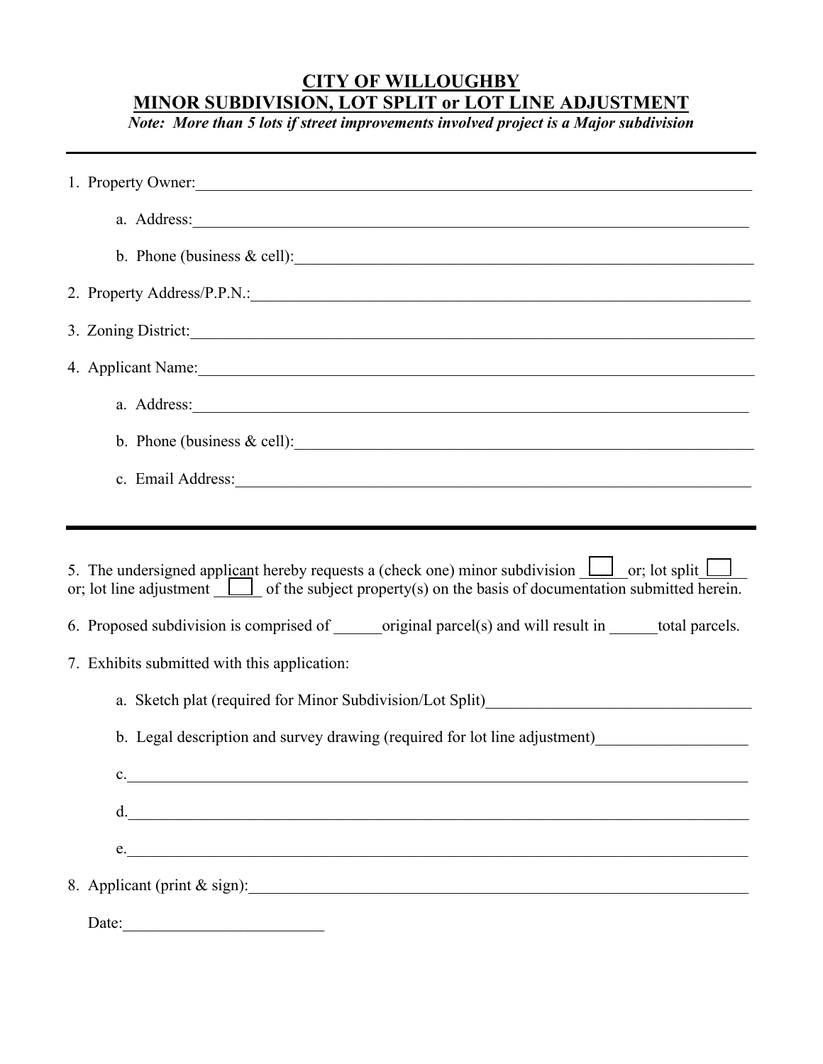# CITY OF WILLOUGHBY
## MINOR SUBDIVISION, LOT SPLIT or LOT LINE ADJUSTMENT

*Note: More than 5 lots if street improvements involved project is a Major subdivision*

---

1. Property Owner:\_\_\_\_\_\_\_\_\_\_\_\_\_\_\_\_\_\_\_\_\_\_\_\_\_\_\_\_\_\_\_\_\_\_\_\_\_\_\_\_\_\_\_\_\_\_\_\_\_\_\_\_\_\_\_\_\_\_\_\_

    a. Address:\_\_\_\_\_\_\_\_\_\_\_\_\_\_\_\_\_\_\_\_\_\_\_\_\_\_\_\_\_\_\_\_\_\_\_\_\_\_\_\_\_\_\_\_\_\_\_\_\_\_\_\_\_\_\_\_\_\_\_\_

    b. Phone (business & cell):\_\_\_\_\_\_\_\_\_\_\_\_\_\_\_\_\_\_\_\_\_\_\_\_\_\_\_\_\_\_\_\_\_\_\_\_\_\_\_\_\_\_\_\_\_\_\_\_

2. Property Address/P.P.N.:\_\_\_\_\_\_\_\_\_\_\_\_\_\_\_\_\_\_\_\_\_\_\_\_\_\_\_\_\_\_\_\_\_\_\_\_\_\_\_\_\_\_\_\_\_\_\_\_\_\_\_\_

3. Zoning District:\_\_\_\_\_\_\_\_\_\_\_\_\_\_\_\_\_\_\_\_\_\_\_\_\_\_\_\_\_\_\_\_\_\_\_\_\_\_\_\_\_\_\_\_\_\_\_\_\_\_\_\_\_\_\_\_\_\_\_\_

4. Applicant Name:\_\_\_\_\_\_\_\_\_\_\_\_\_\_\_\_\_\_\_\_\_\_\_\_\_\_\_\_\_\_\_\_\_\_\_\_\_\_\_\_\_\_\_\_\_\_\_\_\_\_\_\_\_\_\_\_\_\_\_\_

    a. Address:\_\_\_\_\_\_\_\_\_\_\_\_\_\_\_\_\_\_\_\_\_\_\_\_\_\_\_\_\_\_\_\_\_\_\_\_\_\_\_\_\_\_\_\_\_\_\_\_\_\_\_\_\_\_\_\_\_\_\_\_

    b. Phone (business & cell):\_\_\_\_\_\_\_\_\_\_\_\_\_\_\_\_\_\_\_\_\_\_\_\_\_\_\_\_\_\_\_\_\_\_\_\_\_\_\_\_\_\_\_\_\_\_\_\_

    c. Email Address:\_\_\_\_\_\_\_\_\_\_\_\_\_\_\_\_\_\_\_\_\_\_\_\_\_\_\_\_\_\_\_\_\_\_\_\_\_\_\_\_\_\_\_\_\_\_\_\_\_\_\_\_\_\_\_\_

---

5. The undersigned applicant hereby requests a (check one) minor subdivision ☐ or; lot split ☐ or; lot line adjustment ☐ of the subject property(s) on the basis of documentation submitted herein.

6. Proposed subdivision is comprised of \_\_\_\_\_\_original parcel(s) and will result in \_\_\_\_\_\_total parcels.

7. Exhibits submitted with this application:

    a. Sketch plat (required for Minor Subdivision/Lot Split)\_\_\_\_\_\_\_\_\_\_\_\_\_\_\_\_\_\_\_\_\_\_\_\_\_\_\_\_

    b. Legal description and survey drawing (required for lot line adjustment)\_\_\_\_\_\_\_\_\_\_\_\_\_\_\_\_\_\_

    c.\_\_\_\_\_\_\_\_\_\_\_\_\_\_\_\_\_\_\_\_\_\_\_\_\_\_\_\_\_\_\_\_\_\_\_\_\_\_\_\_\_\_\_\_\_\_\_\_\_\_\_\_\_\_\_\_\_\_\_\_\_\_\_\_\_\_\_\_

    d.\_\_\_\_\_\_\_\_\_\_\_\_\_\_\_\_\_\_\_\_\_\_\_\_\_\_\_\_\_\_\_\_\_\_\_\_\_\_\_\_\_\_\_\_\_\_\_\_\_\_\_\_\_\_\_\_\_\_\_\_\_\_\_\_\_\_\_\_

    e.\_\_\_\_\_\_\_\_\_\_\_\_\_\_\_\_\_\_\_\_\_\_\_\_\_\_\_\_\_\_\_\_\_\_\_\_\_\_\_\_\_\_\_\_\_\_\_\_\_\_\_\_\_\_\_\_\_\_\_\_\_\_\_\_\_\_\_\_

8. Applicant (print & sign):\_\_\_\_\_\_\_\_\_\_\_\_\_\_\_\_\_\_\_\_\_\_\_\_\_\_\_\_\_\_\_\_\_\_\_\_\_\_\_\_\_\_\_\_\_\_\_\_\_\_\_\_

    Date:\_\_\_\_\_\_\_\_\_\_\_\_\_\_\_\_\_\_\_\_\_\_\_\_\_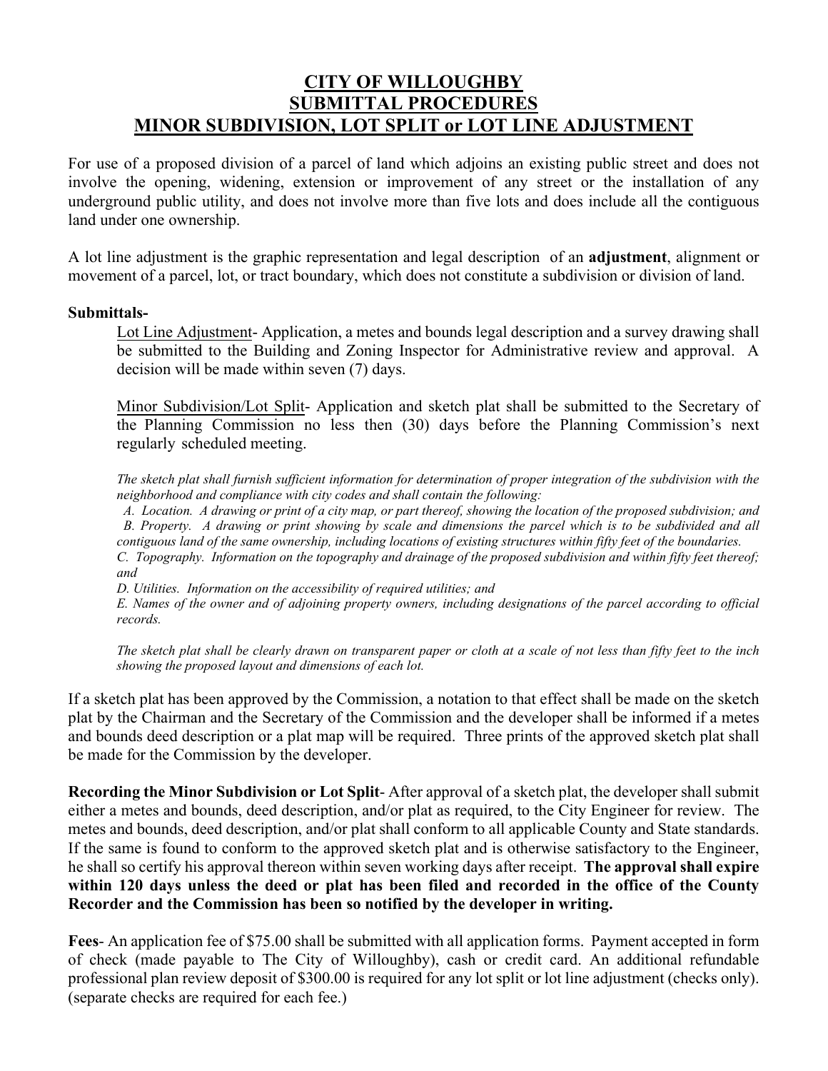# CITY OF WILLOUGHBY
# SUBMITTAL PROCEDURES
# MINOR SUBDIVISION, LOT SPLIT or LOT LINE ADJUSTMENT

For use of a proposed division of a parcel of land which adjoins an existing public street and does not involve the opening, widening, extension or improvement of any street or the installation of any underground public utility, and does not involve more than five lots and does include all the contiguous land under one ownership.

A lot line adjustment is the graphic representation and legal description of an **adjustment**, alignment or movement of a parcel, lot, or tract boundary, which does not constitute a subdivision or division of land.

**Submittals-**

Lot Line Adjustment- Application, a metes and bounds legal description and a survey drawing shall be submitted to the Building and Zoning Inspector for Administrative review and approval. A decision will be made within seven (7) days.

Minor Subdivision/Lot Split- Application and sketch plat shall be submitted to the Secretary of the Planning Commission no less then (30) days before the Planning Commission's next regularly scheduled meeting.

*The sketch plat shall furnish sufficient information for determination of proper integration of the subdivision with the neighborhood and compliance with city codes and shall contain the following:*

*A. Location. A drawing or print of a city map, or part thereof, showing the location of the proposed subdivision; and*
*B. Property. A drawing or print showing by scale and dimensions the parcel which is to be subdivided and all contiguous land of the same ownership, including locations of existing structures within fifty feet of the boundaries.*
*C. Topography. Information on the topography and drainage of the proposed subdivision and within fifty feet thereof; and*
*D. Utilities. Information on the accessibility of required utilities; and*
*E. Names of the owner and of adjoining property owners, including designations of the parcel according to official records.*

*The sketch plat shall be clearly drawn on transparent paper or cloth at a scale of not less than fifty feet to the inch showing the proposed layout and dimensions of each lot.*

If a sketch plat has been approved by the Commission, a notation to that effect shall be made on the sketch plat by the Chairman and the Secretary of the Commission and the developer shall be informed if a metes and bounds deed description or a plat map will be required. Three prints of the approved sketch plat shall be made for the Commission by the developer.

**Recording the Minor Subdivision or Lot Split**- After approval of a sketch plat, the developer shall submit either a metes and bounds, deed description, and/or plat as required, to the City Engineer for review. The metes and bounds, deed description, and/or plat shall conform to all applicable County and State standards. If the same is found to conform to the approved sketch plat and is otherwise satisfactory to the Engineer, he shall so certify his approval thereon within seven working days after receipt. **The approval shall expire within 120 days unless the deed or plat has been filed and recorded in the office of the County Recorder and the Commission has been so notified by the developer in writing.**

**Fees**- An application fee of $75.00 shall be submitted with all application forms. Payment accepted in form of check (made payable to The City of Willoughby), cash or credit card. An additional refundable professional plan review deposit of $300.00 is required for any lot split or lot line adjustment (checks only). (separate checks are required for each fee.)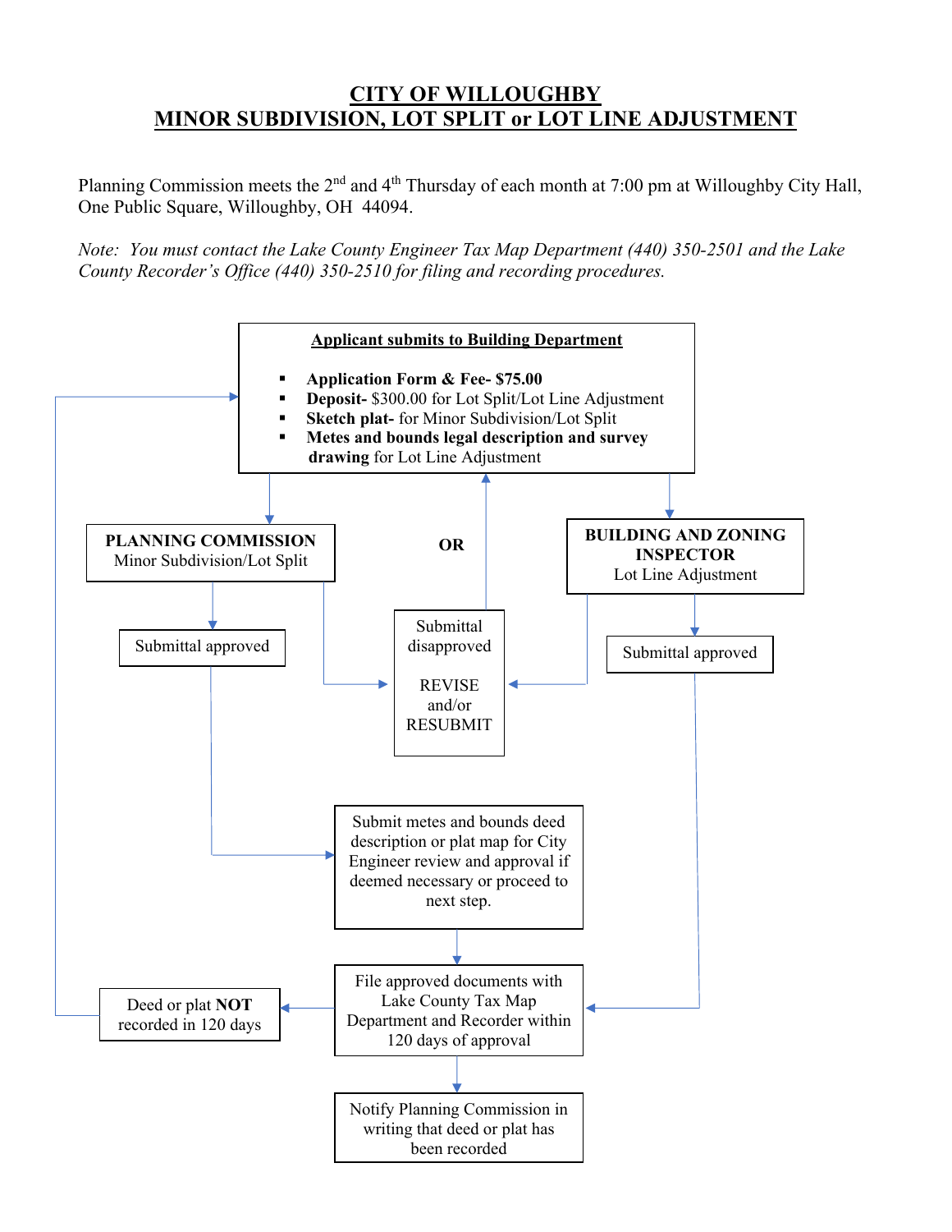# CITY OF WILLOUGHBY
# MINOR SUBDIVISION, LOT SPLIT or LOT LINE ADJUSTMENT

Planning Commission meets the 2nd and 4th Thursday of each month at 7:00 pm at Willoughby City Hall, One Public Square, Willoughby, OH 44094.

*Note: You must contact the Lake County Engineer Tax Map Department (440) 350-2501 and the Lake County Recorder's Office (440) 350-2510 for filing and recording procedures.*

**Applicant submits to Building Department**

- **Application Form & Fee- $75.00**
- **Deposit-** $300.00 for Lot Split/Lot Line Adjustment
- **Sketch plat-** for Minor Subdivision/Lot Split
- **Metes and bounds legal description and survey drawing** for Lot Line Adjustment

**PLANNING COMMISSION**
Minor Subdivision/Lot Split

**OR**

**BUILDING AND ZONING INSPECTOR**
Lot Line Adjustment

Submittal approved

Submittal disapproved

REVISE and/or RESUBMIT

Submittal approved

Submit metes and bounds deed description or plat map for City Engineer review and approval if deemed necessary or proceed to next step.

File approved documents with Lake County Tax Map Department and Recorder within 120 days of approval

Deed or plat **NOT** recorded in 120 days

Notify Planning Commission in writing that deed or plat has been recorded